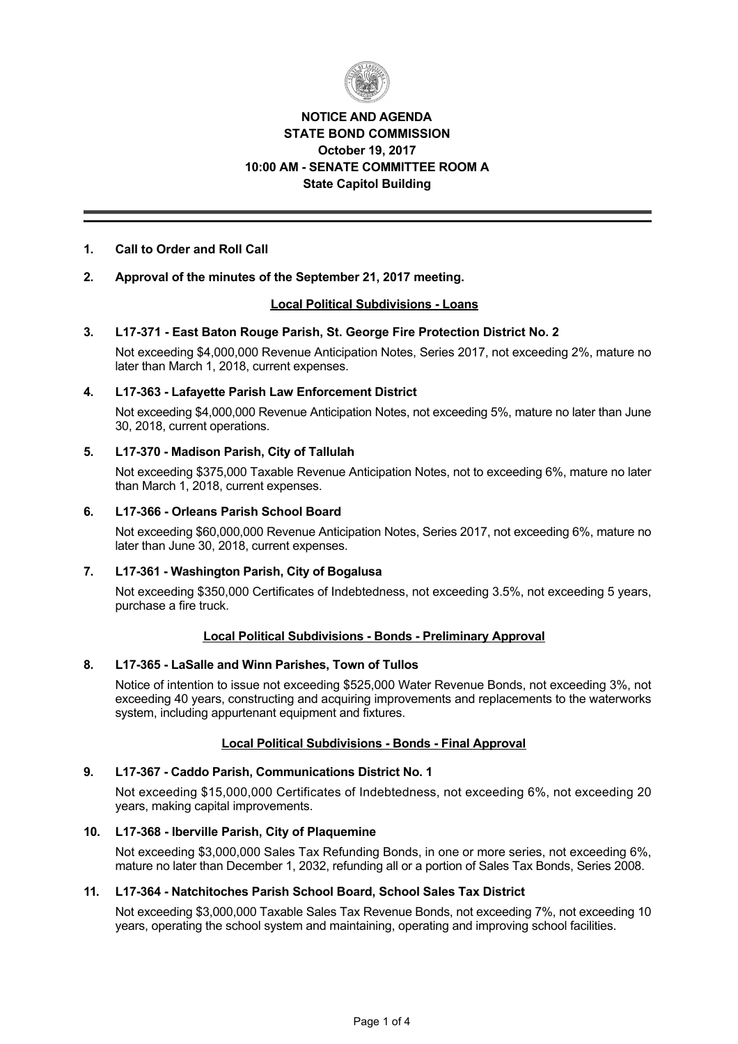# NOTICE AND AGENDA
# STATE BOND COMMISSION
## October 19, 2017
## 10:00 AM - SENATE COMMITTEE ROOM A
## State Capitol Building

---

**1. Call to Order and Roll Call**

**2. Approval of the minutes of the September 21, 2017 meeting.**

### Local Political Subdivisions - Loans

**3. L17-371 - East Baton Rouge Parish, St. George Fire Protection District No. 2**

Not exceeding $4,000,000 Revenue Anticipation Notes, Series 2017, not exceeding 2%, mature no later than March 1, 2018, current expenses.

**4. L17-363 - Lafayette Parish Law Enforcement District**

Not exceeding $4,000,000 Revenue Anticipation Notes, not exceeding 5%, mature no later than June 30, 2018, current operations.

**5. L17-370 - Madison Parish, City of Tallulah**

Not exceeding $375,000 Taxable Revenue Anticipation Notes, not to exceeding 6%, mature no later than March 1, 2018, current expenses.

**6. L17-366 - Orleans Parish School Board**

Not exceeding $60,000,000 Revenue Anticipation Notes, Series 2017, not exceeding 6%, mature no later than June 30, 2018, current expenses.

**7. L17-361 - Washington Parish, City of Bogalusa**

Not exceeding $350,000 Certificates of Indebtedness, not exceeding 3.5%, not exceeding 5 years, purchase a fire truck.

### Local Political Subdivisions - Bonds - Preliminary Approval

**8. L17-365 - LaSalle and Winn Parishes, Town of Tullos**

Notice of intention to issue not exceeding $525,000 Water Revenue Bonds, not exceeding 3%, not exceeding 40 years, constructing and acquiring improvements and replacements to the waterworks system, including appurtenant equipment and fixtures.

### Local Political Subdivisions - Bonds - Final Approval

**9. L17-367 - Caddo Parish, Communications District No. 1**

Not exceeding $15,000,000 Certificates of Indebtedness, not exceeding 6%, not exceeding 20 years, making capital improvements.

**10. L17-368 - Iberville Parish, City of Plaquemine**

Not exceeding $3,000,000 Sales Tax Refunding Bonds, in one or more series, not exceeding 6%, mature no later than December 1, 2032, refunding all or a portion of Sales Tax Bonds, Series 2008.

**11. L17-364 - Natchitoches Parish School Board, School Sales Tax District**

Not exceeding $3,000,000 Taxable Sales Tax Revenue Bonds, not exceeding 7%, not exceeding 10 years, operating the school system and maintaining, operating and improving school facilities.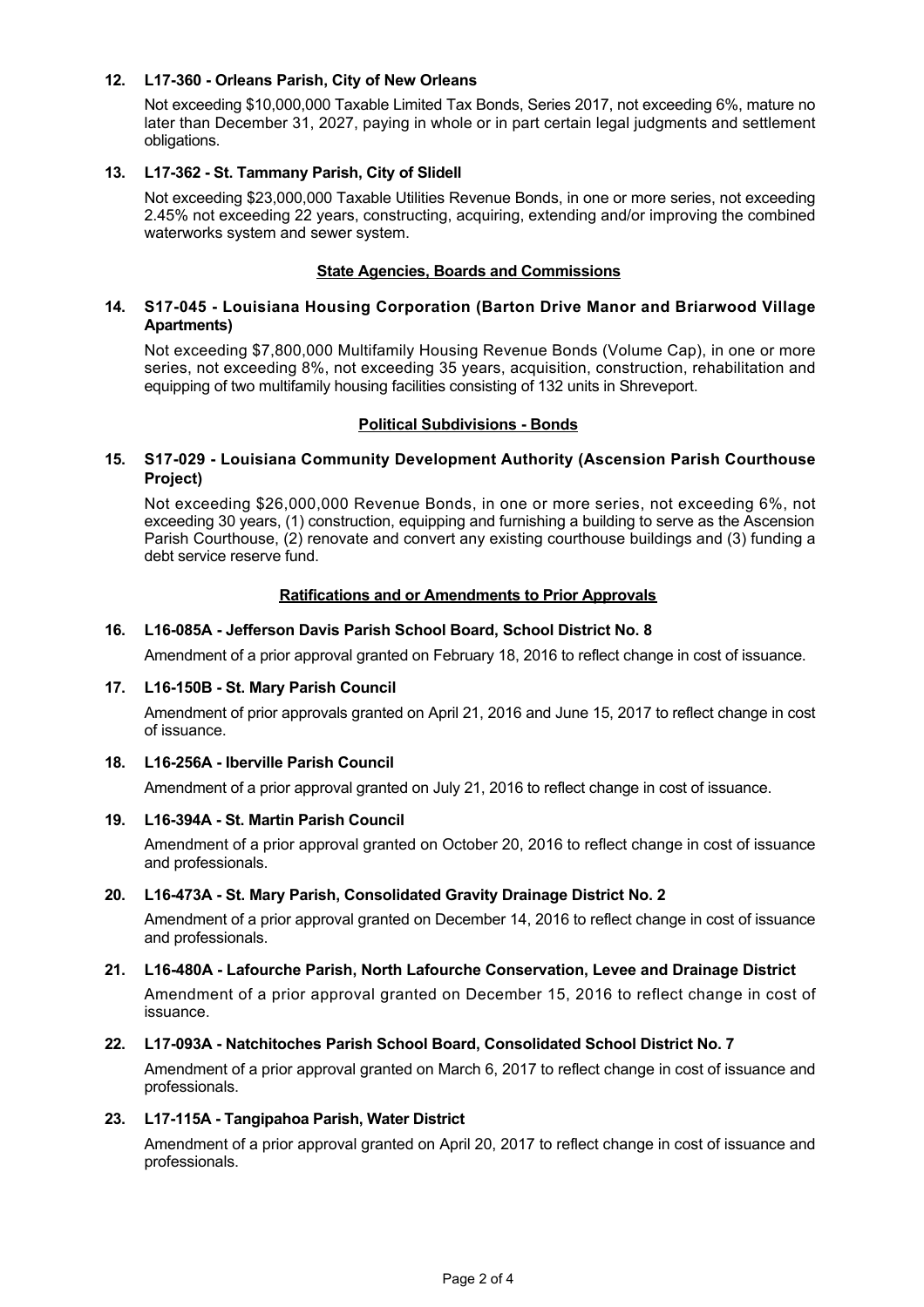**12. L17-360 - Orleans Parish, City of New Orleans**

Not exceeding $10,000,000 Taxable Limited Tax Bonds, Series 2017, not exceeding 6%, mature no later than December 31, 2027, paying in whole or in part certain legal judgments and settlement obligations.

**13. L17-362 - St. Tammany Parish, City of Slidell**

Not exceeding $23,000,000 Taxable Utilities Revenue Bonds, in one or more series, not exceeding 2.45% not exceeding 22 years, constructing, acquiring, extending and/or improving the combined waterworks system and sewer system.

## State Agencies, Boards and Commissions

**14. S17-045 - Louisiana Housing Corporation (Barton Drive Manor and Briarwood Village Apartments)**

Not exceeding $7,800,000 Multifamily Housing Revenue Bonds (Volume Cap), in one or more series, not exceeding 8%, not exceeding 35 years, acquisition, construction, rehabilitation and equipping of two multifamily housing facilities consisting of 132 units in Shreveport.

## Political Subdivisions - Bonds

**15. S17-029 - Louisiana Community Development Authority (Ascension Parish Courthouse Project)**

Not exceeding $26,000,000 Revenue Bonds, in one or more series, not exceeding 6%, not exceeding 30 years, (1) construction, equipping and furnishing a building to serve as the Ascension Parish Courthouse, (2) renovate and convert any existing courthouse buildings and (3) funding a debt service reserve fund.

## Ratifications and or Amendments to Prior Approvals

**16. L16-085A - Jefferson Davis Parish School Board, School District No. 8**

Amendment of a prior approval granted on February 18, 2016 to reflect change in cost of issuance.

**17. L16-150B - St. Mary Parish Council**

Amendment of prior approvals granted on April 21, 2016 and June 15, 2017 to reflect change in cost of issuance.

**18. L16-256A - Iberville Parish Council**

Amendment of a prior approval granted on July 21, 2016 to reflect change in cost of issuance.

**19. L16-394A - St. Martin Parish Council**

Amendment of a prior approval granted on October 20, 2016 to reflect change in cost of issuance and professionals.

**20. L16-473A - St. Mary Parish, Consolidated Gravity Drainage District No. 2**

Amendment of a prior approval granted on December 14, 2016 to reflect change in cost of issuance and professionals.

**21. L16-480A - Lafourche Parish, North Lafourche Conservation, Levee and Drainage District**

Amendment of a prior approval granted on December 15, 2016 to reflect change in cost of issuance.

**22. L17-093A - Natchitoches Parish School Board, Consolidated School District No. 7**

Amendment of a prior approval granted on March 6, 2017 to reflect change in cost of issuance and professionals.

**23. L17-115A - Tangipahoa Parish, Water District**

Amendment of a prior approval granted on April 20, 2017 to reflect change in cost of issuance and professionals.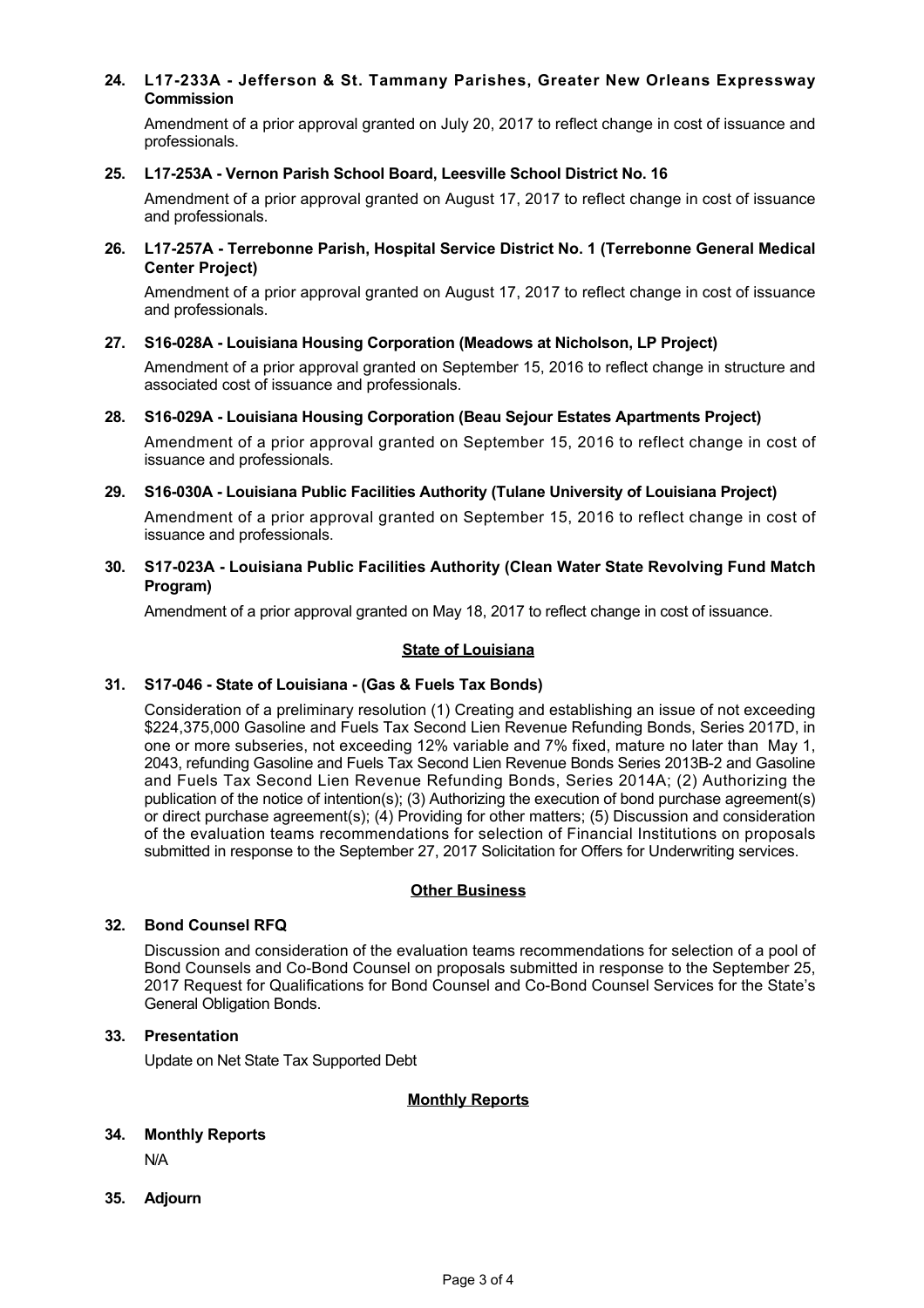**24. L17-233A - Jefferson & St. Tammany Parishes, Greater New Orleans Expressway Commission**

Amendment of a prior approval granted on July 20, 2017 to reflect change in cost of issuance and professionals.

**25. L17-253A - Vernon Parish School Board, Leesville School District No. 16**

Amendment of a prior approval granted on August 17, 2017 to reflect change in cost of issuance and professionals.

**26. L17-257A - Terrebonne Parish, Hospital Service District No. 1 (Terrebonne General Medical Center Project)**

Amendment of a prior approval granted on August 17, 2017 to reflect change in cost of issuance and professionals.

**27. S16-028A - Louisiana Housing Corporation (Meadows at Nicholson, LP Project)**

Amendment of a prior approval granted on September 15, 2016 to reflect change in structure and associated cost of issuance and professionals.

**28. S16-029A - Louisiana Housing Corporation (Beau Sejour Estates Apartments Project)**

Amendment of a prior approval granted on September 15, 2016 to reflect change in cost of issuance and professionals.

**29. S16-030A - Louisiana Public Facilities Authority (Tulane University of Louisiana Project)**

Amendment of a prior approval granted on September 15, 2016 to reflect change in cost of issuance and professionals.

**30. S17-023A - Louisiana Public Facilities Authority (Clean Water State Revolving Fund Match Program)**

Amendment of a prior approval granted on May 18, 2017 to reflect change in cost of issuance.

## State of Louisiana

**31. S17-046 - State of Louisiana - (Gas & Fuels Tax Bonds)**

Consideration of a preliminary resolution (1) Creating and establishing an issue of not exceeding $224,375,000 Gasoline and Fuels Tax Second Lien Revenue Refunding Bonds, Series 2017D, in one or more subseries, not exceeding 12% variable and 7% fixed, mature no later than May 1, 2043, refunding Gasoline and Fuels Tax Second Lien Revenue Bonds Series 2013B-2 and Gasoline and Fuels Tax Second Lien Revenue Refunding Bonds, Series 2014A; (2) Authorizing the publication of the notice of intention(s); (3) Authorizing the execution of bond purchase agreement(s) or direct purchase agreement(s); (4) Providing for other matters; (5) Discussion and consideration of the evaluation teams recommendations for selection of Financial Institutions on proposals submitted in response to the September 27, 2017 Solicitation for Offers for Underwriting services.

## Other Business

**32. Bond Counsel RFQ**

Discussion and consideration of the evaluation teams recommendations for selection of a pool of Bond Counsels and Co-Bond Counsel on proposals submitted in response to the September 25, 2017 Request for Qualifications for Bond Counsel and Co-Bond Counsel Services for the State's General Obligation Bonds.

**33. Presentation**

Update on Net State Tax Supported Debt

## Monthly Reports

**34. Monthly Reports**

N/A

**35. Adjourn**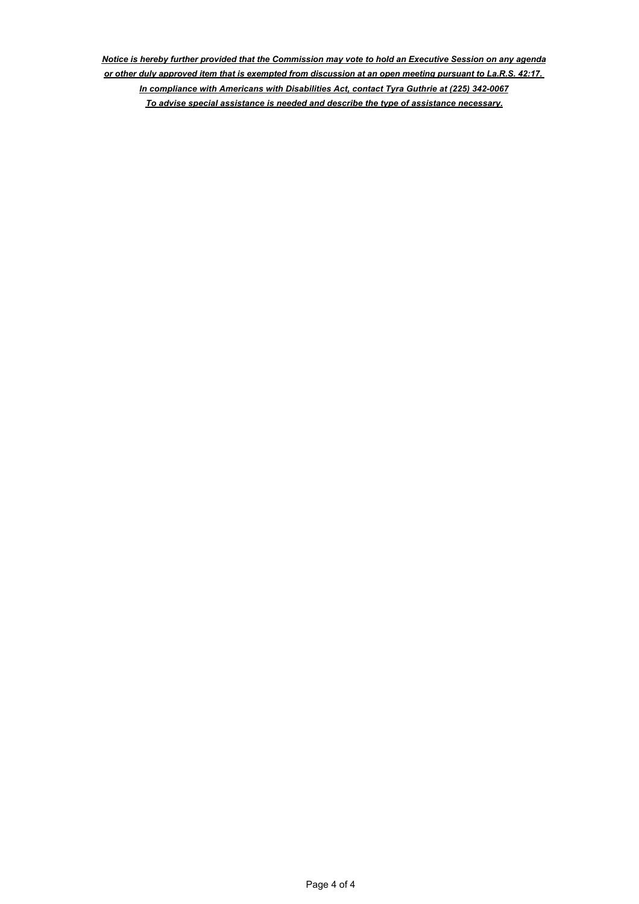***Notice is hereby further provided that the Commission may vote to hold an Executive Session on any agenda or other duly approved item that is exempted from discussion at an open meeting pursuant to La.R.S. 42:17.***

***In compliance with Americans with Disabilities Act, contact Tyra Guthrie at (225) 342-0067***

***To advise special assistance is needed and describe the type of assistance necessary.***